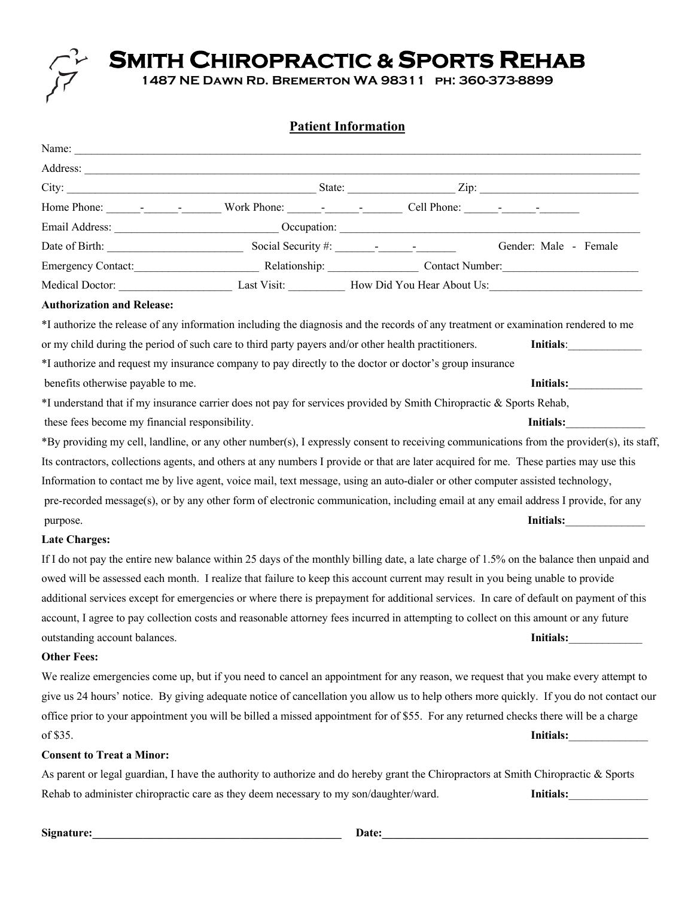# Smith Chiropractic & Sports Rehab

**1487 NE Dawn Rd. Bremerton WA 98311 ph: 360-373-8899**

## Patient Information

Name: ____________________________________________________________________________________________

Address: __________________________________________________________________________________________

City: ____________________________________________ State: __________________ Zip: ___________________________

Home Phone: ______-______-_______ Work Phone: ______-______-_______ Cell Phone: ______-______-_______

Email Address: _____________________________ Occupation: _____________________________________________________

Date of Birth: ________________________ Social Security #: _______-______-_______ Gender: Male - Female

Emergency Contact:______________________ Relationship: ________________ Contact Number:________________________

Medical Doctor: ____________________ Last Visit: __________ How Did You Hear About Us:___________________________

**Authorization and Release:**

*I authorize the release of any information including the diagnosis and the records of any treatment or examination rendered to me or my child during the period of such care to third party payers and/or other health practitioners. **Initials**:_____________

*I authorize and request my insurance company to pay directly to the doctor or doctor's group insurance benefits otherwise payable to me. **Initials:**_____________

*I understand that if my insurance carrier does not pay for services provided by Smith Chiropractic & Sports Rehab, these fees become my financial responsibility. **Initials:**______________

*By providing my cell, landline, or any other number(s), I expressly consent to receiving communications from the provider(s), its staff, Its contractors, collections agents, and others at any numbers I provide or that are later acquired for me. These parties may use this Information to contact me by live agent, voice mail, text message, using an auto-dialer or other computer assisted technology, pre-recorded message(s), or by any other form of electronic communication, including email at any email address I provide, for any purpose. **Initials:**______________

**Late Charges:**

If I do not pay the entire new balance within 25 days of the monthly billing date, a late charge of 1.5% on the balance then unpaid and owed will be assessed each month. I realize that failure to keep this account current may result in you being unable to provide additional services except for emergencies or where there is prepayment for additional services. In care of default on payment of this account, I agree to pay collection costs and reasonable attorney fees incurred in attempting to collect on this amount or any future outstanding account balances. **Initials:**_____________

**Other Fees:**

We realize emergencies come up, but if you need to cancel an appointment for any reason, we request that you make every attempt to give us 24 hours' notice. By giving adequate notice of cancellation you allow us to help others more quickly. If you do not contact our office prior to your appointment you will be billed a missed appointment for of $55. For any returned checks there will be a charge of $35. **Initials:**______________

**Consent to Treat a Minor:**

As parent or legal guardian, I have the authority to authorize and do hereby grant the Chiropractors at Smith Chiropractic & Sports Rehab to administer chiropractic care as they deem necessary to my son/daughter/ward. **Initials:**______________

**Signature:**_____________________________________________ **Date:**_________________________________________________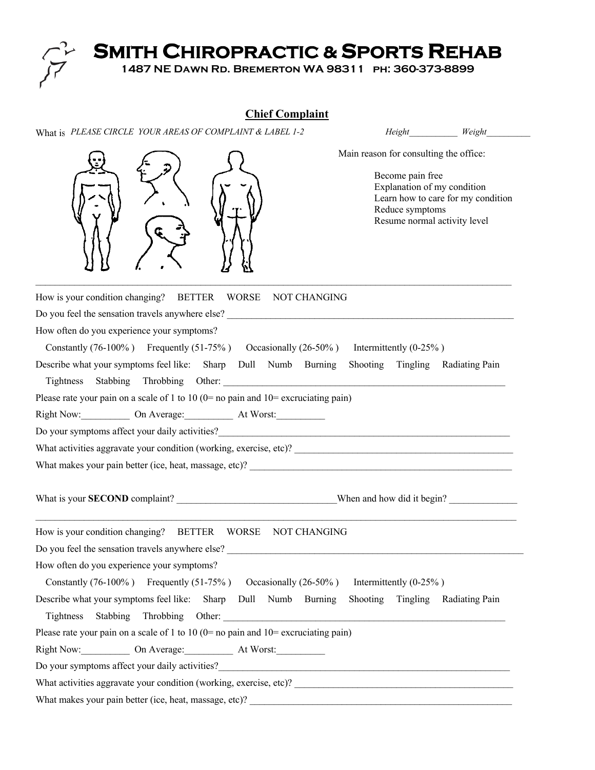# SMITH CHIROPRACTIC & SPORTS REHAB

**1487 NE DAWN RD. BREMERTON WA 98311 PH: 360-373-8899**

## Chief Complaint

What is *PLEASE CIRCLE YOUR AREAS OF COMPLAINT & LABEL 1-2* *Height*__________ *Weight*_________

Main reason for consulting the office:

- Become pain free
- Explanation of my condition
- Learn how to care for my condition
- Reduce symptoms
- Resume normal activity level

---

How is your condition changing? BETTER WORSE NOT CHANGING

Do you feel the sensation travels anywhere else? ____________________________________________

How often do you experience your symptoms?

Constantly (76-100% ) Frequently (51-75% ) Occasionally (26-50% ) Intermittently (0-25% )

Describe what your symptoms feel like: Sharp Dull Numb Burning Shooting Tingling Radiating Pain

Tightness Stabbing Throbbing Other: ____________________________________________

Please rate your pain on a scale of 1 to 10 (0= no pain and 10= excruciating pain)

Right Now:__________ On Average:__________ At Worst:_________

Do your symptoms affect your daily activities?____________________________________________

What activities aggravate your condition (working, exercise, etc)? ____________________________________________

What makes your pain better (ice, heat, massage, etc)? ____________________________________________

What is your **SECOND** complaint? ________________________________When and how did it begin? ______________

---

How is your condition changing? BETTER WORSE NOT CHANGING

Do you feel the sensation travels anywhere else? ____________________________________________

How often do you experience your symptoms?

Constantly (76-100% ) Frequently (51-75% ) Occasionally (26-50% ) Intermittently (0-25% )

Describe what your symptoms feel like: Sharp Dull Numb Burning Shooting Tingling Radiating Pain

Tightness Stabbing Throbbing Other: ____________________________________________

Please rate your pain on a scale of 1 to 10 (0= no pain and 10= excruciating pain)

Right Now:__________ On Average:__________ At Worst:_________

Do your symptoms affect your daily activities?____________________________________________

What activities aggravate your condition (working, exercise, etc)? ____________________________________________

What makes your pain better (ice, heat, massage, etc)? ____________________________________________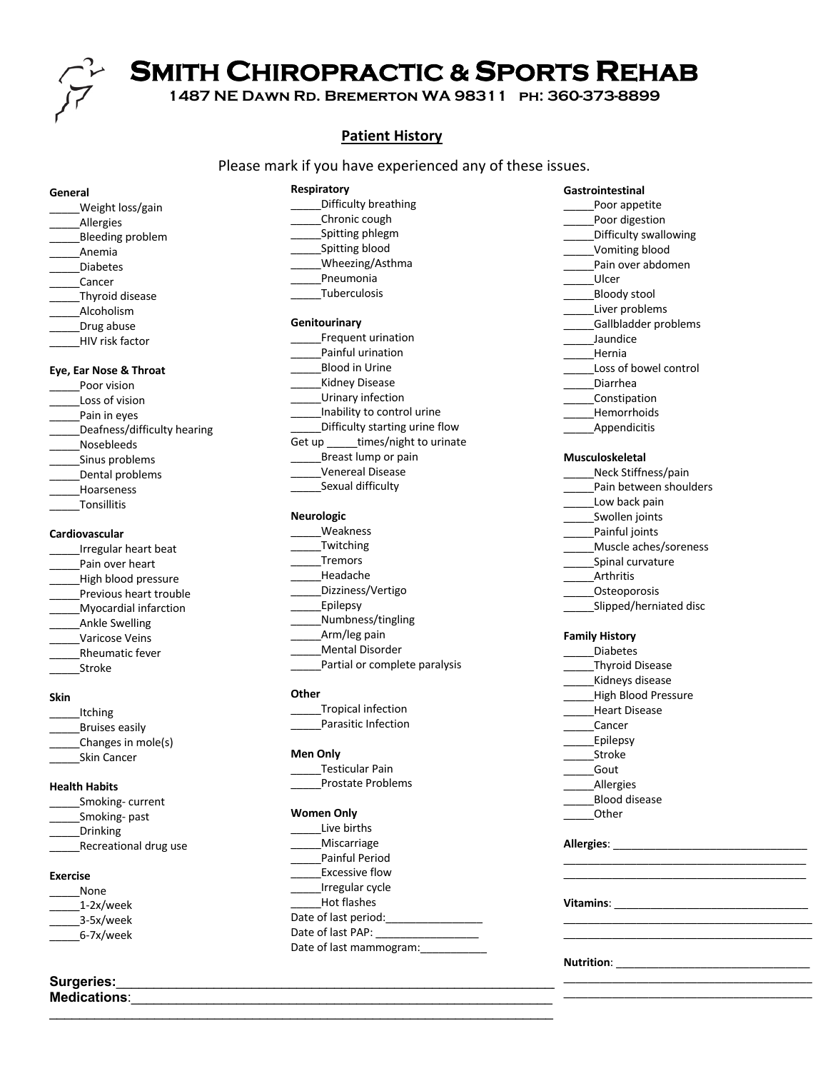# Smith Chiropractic & Sports Rehab

**1487 NE Dawn Rd. Bremerton WA 98311 ph: 360-373-8899**

## Patient History

Please mark if you have experienced any of these issues.

**General**

_____Weight loss/gain
_____Allergies
_____Bleeding problem
_____Anemia
_____Diabetes
_____Cancer
_____Thyroid disease
_____Alcoholism
_____Drug abuse
_____HIV risk factor

**Eye, Ear Nose & Throat**

_____Poor vision
_____Loss of vision
_____Pain in eyes
_____Deafness/difficulty hearing
_____Nosebleeds
_____Sinus problems
_____Dental problems
_____Hoarseness
_____Tonsillitis

**Cardiovascular**

_____Irregular heart beat
_____Pain over heart
_____High blood pressure
_____Previous heart trouble
_____Myocardial infarction
_____Ankle Swelling
_____Varicose Veins
_____Rheumatic fever
_____Stroke

**Skin**

_____Itching
_____Bruises easily
_____Changes in mole(s)
_____Skin Cancer

**Health Habits**

_____Smoking- current
_____Smoking- past
_____Drinking
_____Recreational drug use

**Exercise**

_____None
_____1-2x/week
_____3-5x/week
_____6-7x/week

**Respiratory**

_____Difficulty breathing
_____Chronic cough
_____Spitting phlegm
_____Spitting blood
_____Wheezing/Asthma
_____Pneumonia
_____Tuberculosis

**Genitourinary**

_____Frequent urination
_____Painful urination
_____Blood in Urine
_____Kidney Disease
_____Urinary infection
_____Inability to control urine
_____Difficulty starting urine flow
Get up _____times/night to urinate
_____Breast lump or pain
_____Venereal Disease
_____Sexual difficulty

**Neurologic**

_____Weakness
_____Twitching
_____Tremors
_____Headache
_____Dizziness/Vertigo
_____Epilepsy
_____Numbness/tingling
_____Arm/leg pain
_____Mental Disorder
_____Partial or complete paralysis

**Other**

_____Tropical infection
_____Parasitic Infection

**Men Only**

_____Testicular Pain
_____Prostate Problems

**Women Only**

_____Live births
_____Miscarriage
_____Painful Period
_____Excessive flow
_____Irregular cycle
_____Hot flashes
Date of last period:________________
Date of last PAP: _________________
Date of last mammogram:___________

**Gastrointestinal**

_____Poor appetite
_____Poor digestion
_____Difficulty swallowing
_____Vomiting blood
_____Pain over abdomen
_____Ulcer
_____Bloody stool
_____Liver problems
_____Gallbladder problems
_____Jaundice
_____Hernia
_____Loss of bowel control
_____Diarrhea
_____Constipation
_____Hemorrhoids
_____Appendicitis

**Musculoskeletal**

_____Neck Stiffness/pain
_____Pain between shoulders
_____Low back pain
_____Swollen joints
_____Painful joints
_____Muscle aches/soreness
_____Spinal curvature
_____Arthritis
_____Osteoporosis
_____Slipped/herniated disc

**Family History**

_____Diabetes
_____Thyroid Disease
_____Kidneys disease
_____High Blood Pressure
_____Heart Disease
_____Cancer
_____Epilepsy
_____Stroke
_____Gout
_____Allergies
_____Blood disease
_____Other

**Allergies**: _________________________________
_________________________________________
_________________________________________

**Vitamins**: _________________________________
_________________________________________
_________________________________________

**Nutrition**: _________________________________
_________________________________________
_________________________________________

**Surgeries:**____________________________________________________________
**Medications**:__________________________________________________________
______________________________________________________________________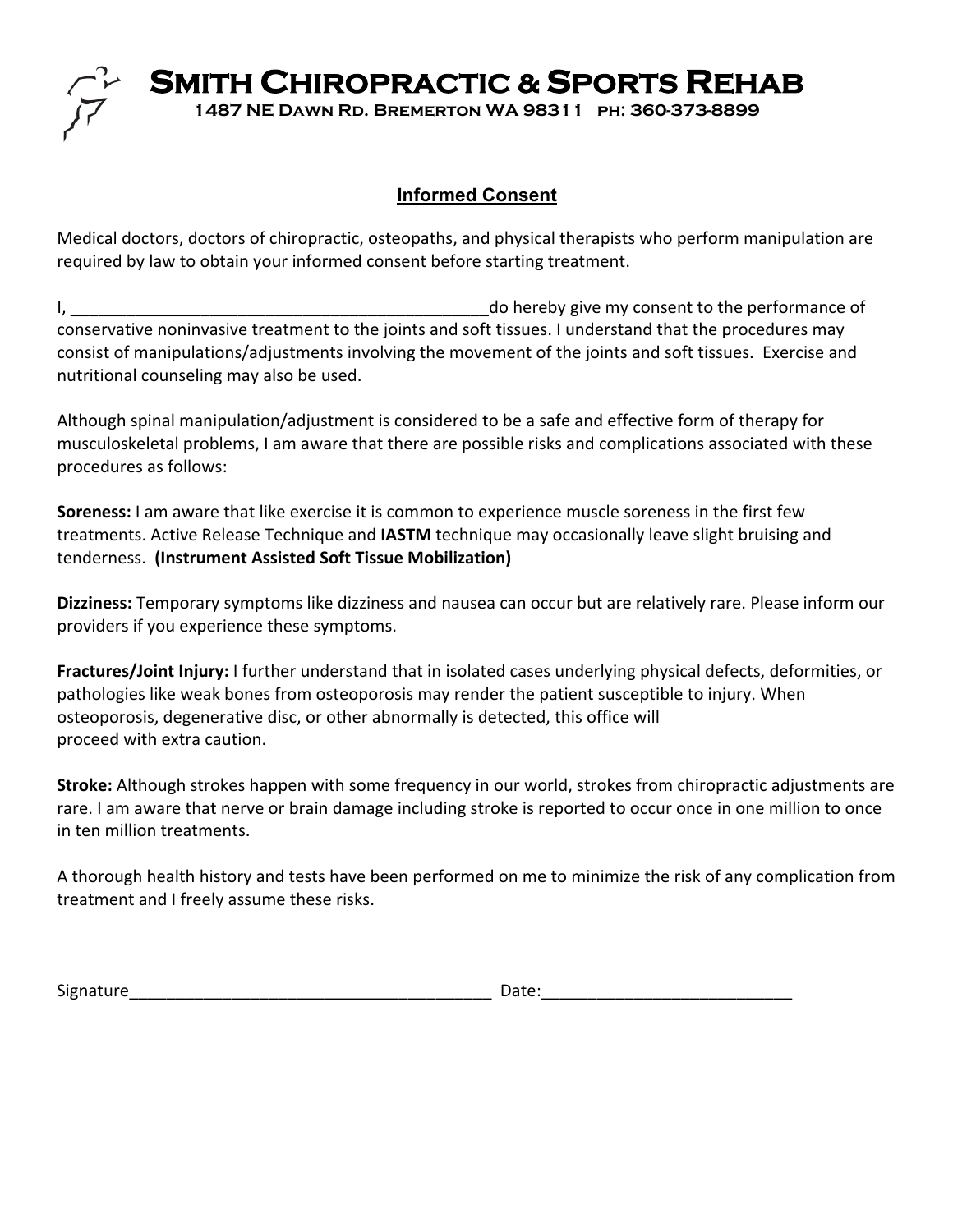# Smith Chiropractic & Sports Rehab

1487 NE Dawn Rd. Bremerton WA 98311 ph: 360-373-8899

## Informed Consent

Medical doctors, doctors of chiropractic, osteopaths, and physical therapists who perform manipulation are required by law to obtain your informed consent before starting treatment.

I, _______________________________________________do hereby give my consent to the performance of conservative noninvasive treatment to the joints and soft tissues. I understand that the procedures may consist of manipulations/adjustments involving the movement of the joints and soft tissues. Exercise and nutritional counseling may also be used.

Although spinal manipulation/adjustment is considered to be a safe and effective form of therapy for musculoskeletal problems, I am aware that there are possible risks and complications associated with these procedures as follows:

**Soreness:** I am aware that like exercise it is common to experience muscle soreness in the first few treatments. Active Release Technique and **IASTM** technique may occasionally leave slight bruising and tenderness. **(Instrument Assisted Soft Tissue Mobilization)**

**Dizziness:** Temporary symptoms like dizziness and nausea can occur but are relatively rare. Please inform our providers if you experience these symptoms.

**Fractures/Joint Injury:** I further understand that in isolated cases underlying physical defects, deformities, or pathologies like weak bones from osteoporosis may render the patient susceptible to injury. When osteoporosis, degenerative disc, or other abnormally is detected, this office will proceed with extra caution.

**Stroke:** Although strokes happen with some frequency in our world, strokes from chiropractic adjustments are rare. I am aware that nerve or brain damage including stroke is reported to occur once in one million to once in ten million treatments.

A thorough health history and tests have been performed on me to minimize the risk of any complication from treatment and I freely assume these risks.

Signature_______________________________________ Date:___________________________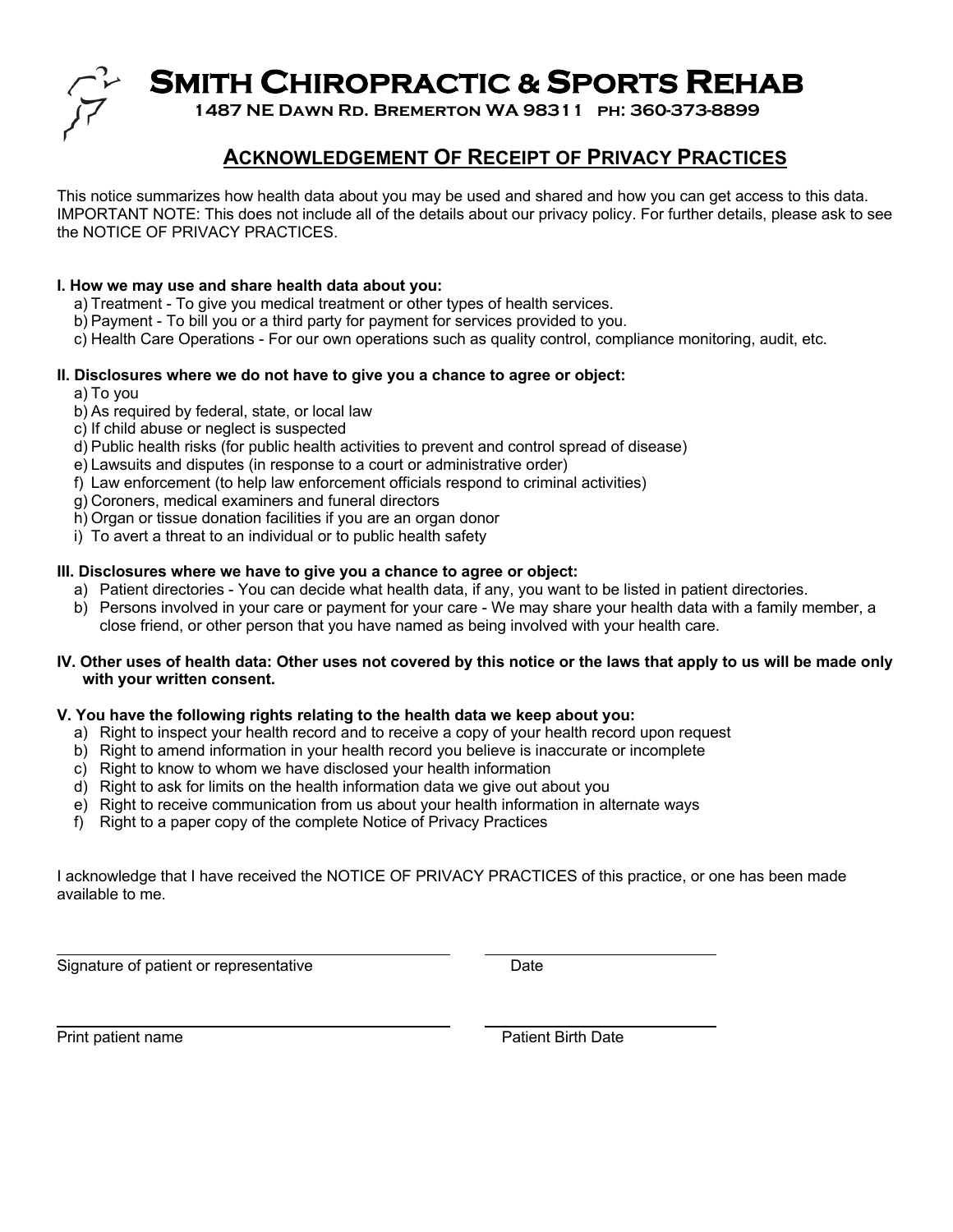# Smith Chiropractic & Sports Rehab

1487 NE Dawn Rd. Bremerton WA 98311 ph: 360-373-8899

## Acknowledgement Of Receipt of Privacy Practices

This notice summarizes how health data about you may be used and shared and how you can get access to this data. IMPORTANT NOTE: This does not include all of the details about our privacy policy. For further details, please ask to see the NOTICE OF PRIVACY PRACTICES.

**I. How we may use and share health data about you:**

a) Treatment - To give you medical treatment or other types of health services.
b) Payment - To bill you or a third party for payment for services provided to you.
c) Health Care Operations - For our own operations such as quality control, compliance monitoring, audit, etc.

**II. Disclosures where we do not have to give you a chance to agree or object:**

a) To you
b) As required by federal, state, or local law
c) If child abuse or neglect is suspected
d) Public health risks (for public health activities to prevent and control spread of disease)
e) Lawsuits and disputes (in response to a court or administrative order)
f) Law enforcement (to help law enforcement officials respond to criminal activities)
g) Coroners, medical examiners and funeral directors
h) Organ or tissue donation facilities if you are an organ donor
i) To avert a threat to an individual or to public health safety

**III. Disclosures where we have to give you a chance to agree or object:**

a) Patient directories - You can decide what health data, if any, you want to be listed in patient directories.
b) Persons involved in your care or payment for your care - We may share your health data with a family member, a close friend, or other person that you have named as being involved with your health care.

**IV. Other uses of health data: Other uses not covered by this notice or the laws that apply to us will be made only with your written consent.**

**V. You have the following rights relating to the health data we keep about you:**

a) Right to inspect your health record and to receive a copy of your health record upon request
b) Right to amend information in your health record you believe is inaccurate or incomplete
c) Right to know to whom we have disclosed your health information
d) Right to ask for limits on the health information data we give out about you
e) Right to receive communication from us about your health information in alternate ways
f) Right to a paper copy of the complete Notice of Privacy Practices

I acknowledge that I have received the NOTICE OF PRIVACY PRACTICES of this practice, or one has been made available to me.

_______________________________ Signature of patient or representative

_______________________________ Date

_______________________________ Print patient name

_______________________________ Patient Birth Date